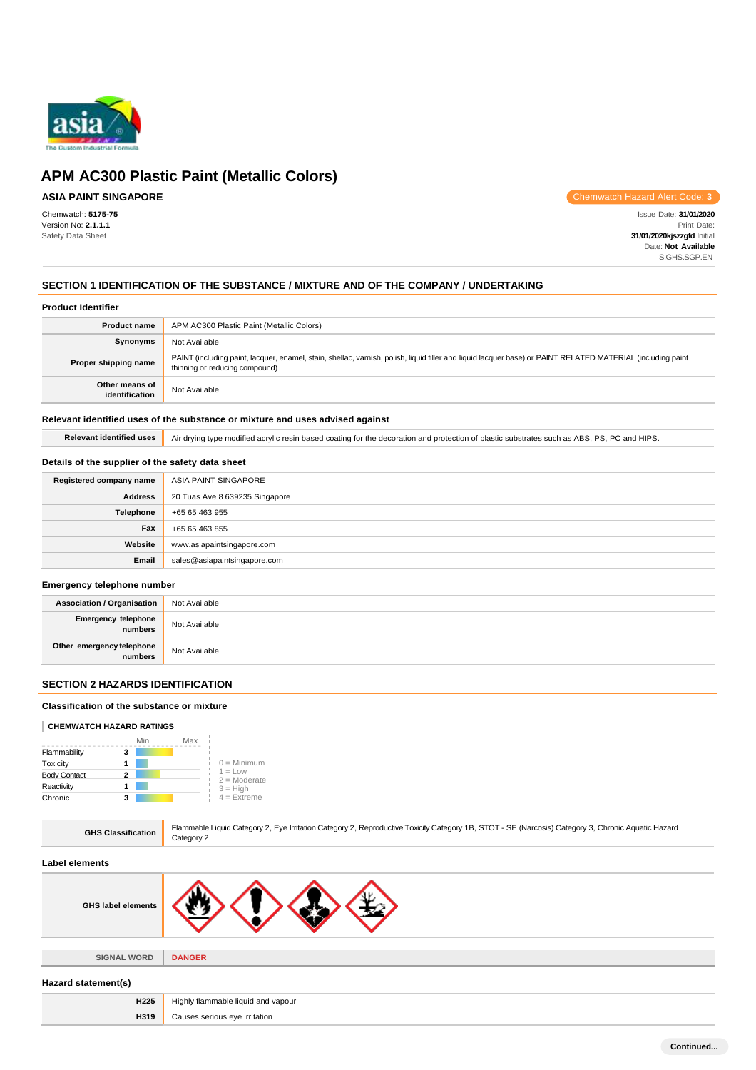# APM AC300 Plastic Paint (Metallic Colors)

**ASIA PAINT SINGAPORE**

Chemwatch Hazard Alert Code: 3

Chemwatch: **5175-75**
Version No: **2.1.1.1**
Safety Data Sheet

Issue Date: **31/01/2020**
Print Date: **31/01/2020**
Initial Date: **Not Available**
S.GHS.SGP.EN

## SECTION 1 IDENTIFICATION OF THE SUBSTANCE / MIXTURE AND OF THE COMPANY / UNDERTAKING

### Product Identifier

| | |
|---|---|
| **Product name** | APM AC300 Plastic Paint (Metallic Colors) |
| **Synonyms** | Not Available |
| **Proper shipping name** | PAINT (including paint, lacquer, enamel, stain, shellac, varnish, polish, liquid filler and liquid lacquer base) or PAINT RELATED MATERIAL (including paint thinning or reducing compound) |
| **Other means of identification** | Not Available |

### Relevant identified uses of the substance or mixture and uses advised against

| | |
|---|---|
| **Relevant identified uses** | Air drying type modified acrylic resin based coating for the decoration and protection of plastic substrates such as ABS, PS, PC and HIPS. |

### Details of the supplier of the safety data sheet

| | |
|---|---|
| **Registered company name** | ASIA PAINT SINGAPORE |
| **Address** | 20 Tuas Ave 8 639235 Singapore |
| **Telephone** | +65 65 463 955 |
| **Fax** | +65 65 463 855 |
| **Website** | www.asiapaintsingapore.com |
| **Email** | sales@asiapaintsingapore.com |

### Emergency telephone number

| | |
|---|---|
| **Association / Organisation** | Not Available |
| **Emergency telephone numbers** | Not Available |
| **Other emergency telephone numbers** | Not Available |

## SECTION 2 HAZARDS IDENTIFICATION

### Classification of the substance or mixture

**CHEMWATCH HAZARD RATINGS**

| | Rating |
|---|---|
| Flammability | 3 |
| Toxicity | 1 |
| Body Contact | 2 |
| Reactivity | 1 |
| Chronic | 3 |

0 = Minimum
1 = Low
2 = Moderate
3 = High
4 = Extreme

| | |
|---|---|
| **GHS Classification** | Flammable Liquid Category 2, Eye Irritation Category 2, Reproductive Toxicity Category 1B, STOT - SE (Narcosis) Category 3, Chronic Aquatic Hazard Category 2 |

### Label elements

| | |
|---|---|
| **GHS label elements** | |
| **SIGNAL WORD** | **DANGER** |

### Hazard statement(s)

| | |
|---|---|
| **H225** | Highly flammable liquid and vapour |
| **H319** | Causes serious eye irritation |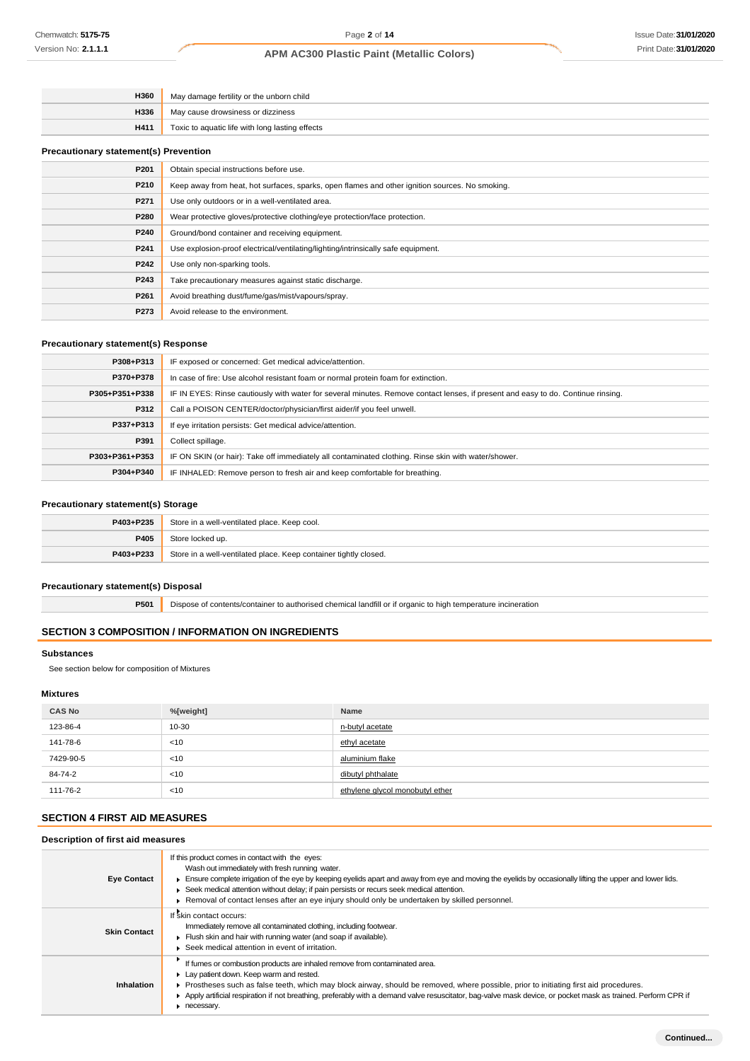| | |
|---|---|
| **H360** | May damage fertility or the unborn child |
| **H336** | May cause drowsiness or dizziness |
| **H411** | Toxic to aquatic life with long lasting effects |

### Precautionary statement(s) Prevention

| | |
|---|---|
| **P201** | Obtain special instructions before use. |
| **P210** | Keep away from heat, hot surfaces, sparks, open flames and other ignition sources. No smoking. |
| **P271** | Use only outdoors or in a well-ventilated area. |
| **P280** | Wear protective gloves/protective clothing/eye protection/face protection. |
| **P240** | Ground/bond container and receiving equipment. |
| **P241** | Use explosion-proof electrical/ventilating/lighting/intrinsically safe equipment. |
| **P242** | Use only non-sparking tools. |
| **P243** | Take precautionary measures against static discharge. |
| **P261** | Avoid breathing dust/fume/gas/mist/vapours/spray. |
| **P273** | Avoid release to the environment. |

### Precautionary statement(s) Response

| | |
|---|---|
| **P308+P313** | IF exposed or concerned: Get medical advice/attention. |
| **P370+P378** | In case of fire: Use alcohol resistant foam or normal protein foam for extinction. |
| **P305+P351+P338** | IF IN EYES: Rinse cautiously with water for several minutes. Remove contact lenses, if present and easy to do. Continue rinsing. |
| **P312** | Call a POISON CENTER/doctor/physician/first aider/if you feel unwell. |
| **P337+P313** | If eye irritation persists: Get medical advice/attention. |
| **P391** | Collect spillage. |
| **P303+P361+P353** | IF ON SKIN (or hair): Take off immediately all contaminated clothing. Rinse skin with water/shower. |
| **P304+P340** | IF INHALED: Remove person to fresh air and keep comfortable for breathing. |

### Precautionary statement(s) Storage

| | |
|---|---|
| **P403+P235** | Store in a well-ventilated place. Keep cool. |
| **P405** | Store locked up. |
| **P403+P233** | Store in a well-ventilated place. Keep container tightly closed. |

### Precautionary statement(s) Disposal

| | |
|---|---|
| **P501** | Dispose of contents/container to authorised chemical landfill or if organic to high temperature incineration |

## SECTION 3 COMPOSITION / INFORMATION ON INGREDIENTS

### Substances

See section below for composition of Mixtures

### Mixtures

| CAS No | %[weight] | Name |
|---|---|---|
| 123-86-4 | 10-30 | n-butyl acetate |
| 141-78-6 | <10 | ethyl acetate |
| 7429-90-5 | <10 | aluminium flake |
| 84-74-2 | <10 | dibutyl phthalate |
| 111-76-2 | <10 | ethylene glycol monobutyl ether |

## SECTION 4 FIRST AID MEASURES

### Description of first aid measures

| | |
|---|---|
| **Eye Contact** | If this product comes in contact with the eyes: Wash out immediately with fresh running water. ▸ Ensure complete irrigation of the eye by keeping eyelids apart and away from eye and moving the eyelids by occasionally lifting the upper and lower lids. ▸ Seek medical attention without delay; if pain persists or recurs seek medical attention. ▸ Removal of contact lenses after an eye injury should only be undertaken by skilled personnel. |
| **Skin Contact** | If skin contact occurs: Immediately remove all contaminated clothing, including footwear. ▸ Flush skin and hair with running water (and soap if available). ▸ Seek medical attention in event of irritation. |
| **Inhalation** | ▸ If fumes or combustion products are inhaled remove from contaminated area. ▸ Lay patient down. Keep warm and rested. ▸ Prostheses such as false teeth, which may block airway, should be removed, where possible, prior to initiating first aid procedures. ▸ Apply artificial respiration if not breathing, preferably with a demand valve resuscitator, bag-valve mask device, or pocket mask as trained. Perform CPR if necessary. |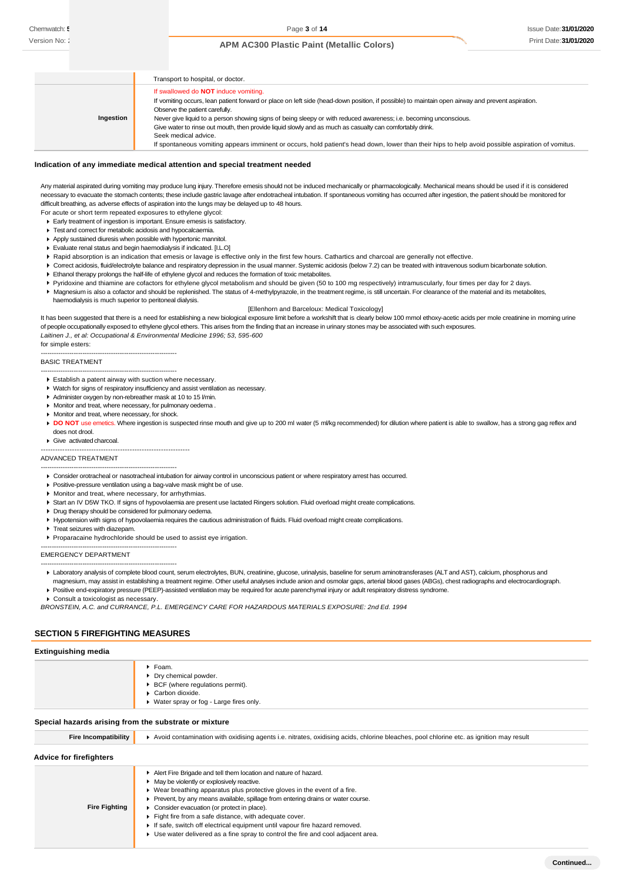| | |
|---|---|
| | Transport to hospital, or doctor. |
| **Ingestion** | If swallowed do **NOT** induce vomiting.<br>If vomiting occurs, lean patient forward or place on left side (head-down position, if possible) to maintain open airway and prevent aspiration.<br>Observe the patient carefully.<br>Never give liquid to a person showing signs of being sleepy or with reduced awareness; i.e. becoming unconscious.<br>Give water to rinse out mouth, then provide liquid slowly and as much as casualty can comfortably drink.<br>Seek medical advice.<br>If spontaneous vomiting appears imminent or occurs, hold patient's head down, lower than their hips to help avoid possible aspiration of vomitus. |

### Indication of any immediate medical attention and special treatment needed

Any material aspirated during vomiting may produce lung injury. Therefore emesis should not be induced mechanically or pharmacologically. Mechanical means should be used if it is considered necessary to evacuate the stomach contents; these include gastric lavage after endotracheal intubation. If spontaneous vomiting has occurred after ingestion, the patient should be monitored for difficult breathing, as adverse effects of aspiration into the lungs may be delayed up to 48 hours.

For acute or short term repeated exposures to ethylene glycol:

- Early treatment of ingestion is important. Ensure emesis is satisfactory.
- Test and correct for metabolic acidosis and hypocalcaemia.
- Apply sustained diuresis when possible with hypertonic mannitol.
- Evaluate renal status and begin haemodialysis if indicated. [I.L.O]
- Rapid absorption is an indication that emesis or lavage is effective only in the first few hours. Cathartics and charcoal are generally not effective.
- Correct acidosis, fluid/electrolyte balance and respiratory depression in the usual manner. Systemic acidosis (below 7.2) can be treated with intravenous sodium bicarbonate solution.
- Ethanol therapy prolongs the half-life of ethylene glycol and reduces the formation of toxic metabolites.
- Pyridoxine and thiamine are cofactors for ethylene glycol metabolism and should be given (50 to 100 mg respectively) intramuscularly, four times per day for 2 days.
- Magnesium is also a cofactor and should be replenished. The status of 4-methylpyrazole, in the treatment regime, is still uncertain. For clearance of the material and its metabolites, haemodialysis is much superior to peritoneal dialysis.

[Ellenhorn and Barceloux: Medical Toxicology]

It has been suggested that there is a need for establishing a new biological exposure limit before a workshift that is clearly below 100 mmol ethoxy-acetic acids per mole creatinine in morning urine of people occupationally exposed to ethylene glycol ethers. This arises from the finding that an increase in urinary stones may be associated with such exposures.

*Laitinen J., et al: Occupational & Environmental Medicine 1996; 53, 595-600*

for simple esters:

--------------------------------------------------------------

BASIC TREATMENT

--------------------------------------------------------------

- Establish a patent airway with suction where necessary.
- Watch for signs of respiratory insufficiency and assist ventilation as necessary.
- Administer oxygen by non-rebreather mask at 10 to 15 l/min.
- Monitor and treat, where necessary, for pulmonary oedema .
- Monitor and treat, where necessary, for shock.
- **DO NOT** use emetics. Where ingestion is suspected rinse mouth and give up to 200 ml water (5 ml/kg recommended) for dilution where patient is able to swallow, has a strong gag reflex and does not drool.
- Give activated charcoal.

--------------------------------------------------------------

ADVANCED TREATMENT

--------------------------------------------------------------

- Consider orotracheal or nasotracheal intubation for airway control in unconscious patient or where respiratory arrest has occurred.
- Positive-pressure ventilation using a bag-valve mask might be of use.
- Monitor and treat, where necessary, for arrhythmias.
- Start an IV D5W TKO. If signs of hypovolaemia are present use lactated Ringers solution. Fluid overload might create complications.
- Drug therapy should be considered for pulmonary oedema.
- Hypotension with signs of hypovolaemia requires the cautious administration of fluids. Fluid overload might create complications.
- Treat seizures with diazepam.
- Proparacaine hydrochloride should be used to assist eye irrigation.

--------------------------------------------------------------

EMERGENCY DEPARTMENT

--------------------------------------------------------------

- Laboratory analysis of complete blood count, serum electrolytes, BUN, creatinine, glucose, urinalysis, baseline for serum aminotransferases (ALT and AST), calcium, phosphorus and magnesium, may assist in establishing a treatment regime. Other useful analyses include anion and osmolar gaps, arterial blood gases (ABGs), chest radiographs and electrocardiograph.
- Positive end-expiratory pressure (PEEP)-assisted ventilation may be required for acute parenchymal injury or adult respiratory distress syndrome.
- Consult a toxicologist as necessary.

*BRONSTEIN, A.C. and CURRANCE, P.L. EMERGENCY CARE FOR HAZARDOUS MATERIALS EXPOSURE: 2nd Ed. 1994*

## SECTION 5 FIREFIGHTING MEASURES

### Extinguishing media

- Foam.
- Dry chemical powder.
- BCF (where regulations permit).
- Carbon dioxide.
- Water spray or fog - Large fires only.

### Special hazards arising from the substrate or mixture

| | |
|---|---|
| **Fire Incompatibility** | Avoid contamination with oxidising agents i.e. nitrates, oxidising acids, chlorine bleaches, pool chlorine etc. as ignition may result |

### Advice for firefighters

| | |
|---|---|
| **Fire Fighting** | - Alert Fire Brigade and tell them location and nature of hazard.<br>- May be violently or explosively reactive.<br>- Wear breathing apparatus plus protective gloves in the event of a fire.<br>- Prevent, by any means available, spillage from entering drains or water course.<br>- Consider evacuation (or protect in place).<br>- Fight fire from a safe distance, with adequate cover.<br>- If safe, switch off electrical equipment until vapour fire hazard removed.<br>- Use water delivered as a fine spray to control the fire and cool adjacent area. |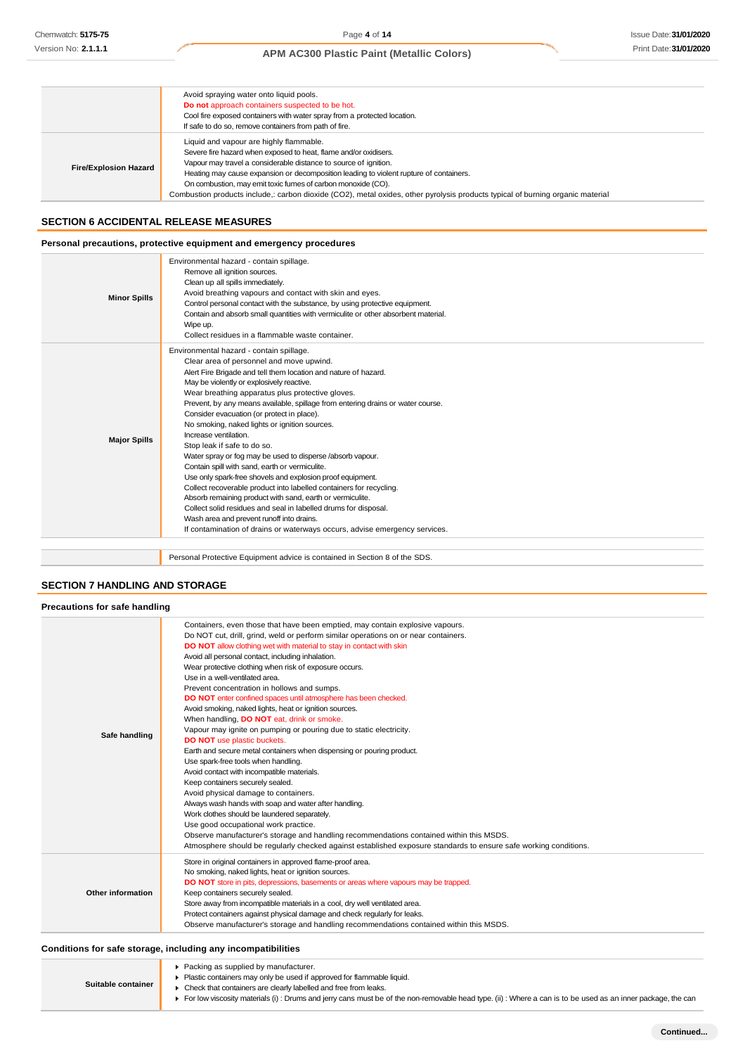| | |
|---|---|
| | Avoid spraying water onto liquid pools.<br>**Do not** approach containers suspected to be hot.<br>Cool fire exposed containers with water spray from a protected location.<br>If safe to do so, remove containers from path of fire. |
| **Fire/Explosion Hazard** | Liquid and vapour are highly flammable.<br>Severe fire hazard when exposed to heat, flame and/or oxidisers.<br>Vapour may travel a considerable distance to source of ignition.<br>Heating may cause expansion or decomposition leading to violent rupture of containers.<br>On combustion, may emit toxic fumes of carbon monoxide (CO).<br>Combustion products include,: carbon dioxide ($CO_2$), metal oxides, other pyrolysis products typical of burning organic material |

## SECTION 6 ACCIDENTAL RELEASE MEASURES

### Personal precautions, protective equipment and emergency procedures

| | |
|---|---|
| **Minor Spills** | Environmental hazard - contain spillage.<br>Remove all ignition sources.<br>Clean up all spills immediately.<br>Avoid breathing vapours and contact with skin and eyes.<br>Control personal contact with the substance, by using protective equipment.<br>Contain and absorb small quantities with vermiculite or other absorbent material.<br>Wipe up.<br>Collect residues in a flammable waste container. |
| **Major Spills** | Environmental hazard - contain spillage.<br>Clear area of personnel and move upwind.<br>Alert Fire Brigade and tell them location and nature of hazard.<br>May be violently or explosively reactive.<br>Wear breathing apparatus plus protective gloves.<br>Prevent, by any means available, spillage from entering drains or water course.<br>Consider evacuation (or protect in place).<br>No smoking, naked lights or ignition sources.<br>Increase ventilation.<br>Stop leak if safe to do so.<br>Water spray or fog may be used to disperse /absorb vapour.<br>Contain spill with sand, earth or vermiculite.<br>Use only spark-free shovels and explosion proof equipment.<br>Collect recoverable product into labelled containers for recycling.<br>Absorb remaining product with sand, earth or vermiculite.<br>Collect solid residues and seal in labelled drums for disposal.<br>Wash area and prevent runoff into drains.<br>If contamination of drains or waterways occurs, advise emergency services. |

| | |
|---|---|
| | Personal Protective Equipment advice is contained in Section 8 of the SDS. |

## SECTION 7 HANDLING AND STORAGE

### Precautions for safe handling

| | |
|---|---|
| **Safe handling** | Containers, even those that have been emptied, may contain explosive vapours.<br>Do NOT cut, drill, grind, weld or perform similar operations on or near containers.<br>**DO NOT** allow clothing wet with material to stay in contact with skin<br>Avoid all personal contact, including inhalation.<br>Wear protective clothing when risk of exposure occurs.<br>Use in a well-ventilated area.<br>Prevent concentration in hollows and sumps.<br>**DO NOT** enter confined spaces until atmosphere has been checked.<br>Avoid smoking, naked lights, heat or ignition sources.<br>When handling, **DO NOT** eat, drink or smoke.<br>Vapour may ignite on pumping or pouring due to static electricity.<br>**DO NOT** use plastic buckets.<br>Earth and secure metal containers when dispensing or pouring product.<br>Use spark-free tools when handling.<br>Avoid contact with incompatible materials.<br>Keep containers securely sealed.<br>Avoid physical damage to containers.<br>Always wash hands with soap and water after handling.<br>Work clothes should be laundered separately.<br>Use good occupational work practice.<br>Observe manufacturer's storage and handling recommendations contained within this MSDS.<br>Atmosphere should be regularly checked against established exposure standards to ensure safe working conditions. |
| **Other information** | Store in original containers in approved flame-proof area.<br>No smoking, naked lights, heat or ignition sources.<br>**DO NOT** store in pits, depressions, basements or areas where vapours may be trapped.<br>Keep containers securely sealed.<br>Store away from incompatible materials in a cool, dry well ventilated area.<br>Protect containers against physical damage and check regularly for leaks.<br>Observe manufacturer's storage and handling recommendations contained within this MSDS. |

### Conditions for safe storage, including any incompatibilities

| | |
|---|---|
| **Suitable container** | ▸ Packing as supplied by manufacturer.<br>▸ Plastic containers may only be used if approved for flammable liquid.<br>▸ Check that containers are clearly labelled and free from leaks.<br>▸ For low viscosity materials (i) : Drums and jerry cans must be of the non-removable head type. (ii) : Where a can is to be used as an inner package, the can |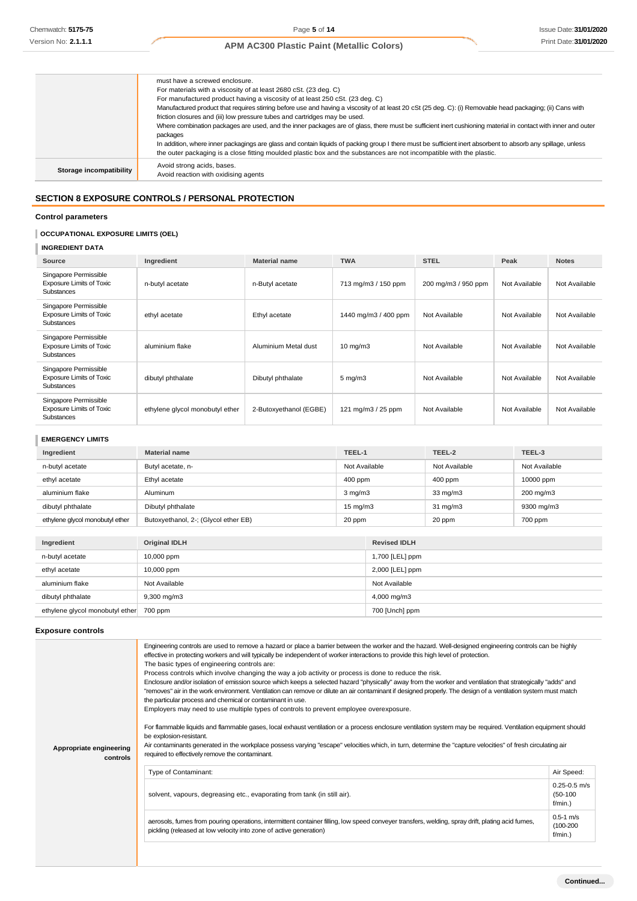| | |
|---|---|
| | must have a screwed enclosure.<br>For materials with a viscosity of at least 2680 cSt. (23 deg. C)<br>For manufactured product having a viscosity of at least 250 cSt. (23 deg. C)<br>Manufactured product that requires stirring before use and having a viscosity of at least 20 cSt (25 deg. C): (i) Removable head packaging; (ii) Cans with friction closures and (iii) low pressure tubes and cartridges may be used.<br>Where combination packages are used, and the inner packages are of glass, there must be sufficient inert cushioning material in contact with inner and outer packages<br>In addition, where inner packagings are glass and contain liquids of packing group I there must be sufficient inert absorbent to absorb any spillage, unless the outer packaging is a close fitting moulded plastic box and the substances are not incompatible with the plastic. |
| **Storage incompatibility** | Avoid strong acids, bases.<br>Avoid reaction with oxidising agents |

## SECTION 8 EXPOSURE CONTROLS / PERSONAL PROTECTION

### Control parameters

#### OCCUPATIONAL EXPOSURE LIMITS (OEL)

#### INGREDIENT DATA

| Source | Ingredient | Material name | TWA | STEL | Peak | Notes |
|---|---|---|---|---|---|---|
| Singapore Permissible Exposure Limits of Toxic Substances | n-butyl acetate | n-Butyl acetate | 713 mg/m3 / 150 ppm | 200 mg/m3 / 950 ppm | Not Available | Not Available |
| Singapore Permissible Exposure Limits of Toxic Substances | ethyl acetate | Ethyl acetate | 1440 mg/m3 / 400 ppm | Not Available | Not Available | Not Available |
| Singapore Permissible Exposure Limits of Toxic Substances | aluminium flake | Aluminium Metal dust | 10 mg/m3 | Not Available | Not Available | Not Available |
| Singapore Permissible Exposure Limits of Toxic Substances | dibutyl phthalate | Dibutyl phthalate | 5 mg/m3 | Not Available | Not Available | Not Available |
| Singapore Permissible Exposure Limits of Toxic Substances | ethylene glycol monobutyl ether | 2-Butoxyethanol (EGBE) | 121 mg/m3 / 25 ppm | Not Available | Not Available | Not Available |

#### EMERGENCY LIMITS

| Ingredient | Material name | TEEL-1 | TEEL-2 | TEEL-3 |
|---|---|---|---|---|
| n-butyl acetate | Butyl acetate, n- | Not Available | Not Available | Not Available |
| ethyl acetate | Ethyl acetate | 400 ppm | 400 ppm | 10000 ppm |
| aluminium flake | Aluminum | 3 mg/m3 | 33 mg/m3 | 200 mg/m3 |
| dibutyl phthalate | Dibutyl phthalate | 15 mg/m3 | 31 mg/m3 | 9300 mg/m3 |
| ethylene glycol monobutyl ether | Butoxyethanol, 2-; (Glycol ether EB) | 20 ppm | 20 ppm | 700 ppm |

| Ingredient | Original IDLH | Revised IDLH |
|---|---|---|
| n-butyl acetate | 10,000 ppm | 1,700 [LEL] ppm |
| ethyl acetate | 10,000 ppm | 2,000 [LEL] ppm |
| aluminium flake | Not Available | Not Available |
| dibutyl phthalate | 9,300 mg/m3 | 4,000 mg/m3 |
| ethylene glycol monobutyl ether | 700 ppm | 700 [Unch] ppm |

### Exposure controls

**Appropriate engineering controls**

Engineering controls are used to remove a hazard or place a barrier between the worker and the hazard. Well-designed engineering controls can be highly effective in protecting workers and will typically be independent of worker interactions to provide this high level of protection.
The basic types of engineering controls are:
Process controls which involve changing the way a job activity or process is done to reduce the risk.
Enclosure and/or isolation of emission source which keeps a selected hazard "physically" away from the worker and ventilation that strategically "adds" and "removes" air in the work environment. Ventilation can remove or dilute an air contaminant if designed properly. The design of a ventilation system must match the particular process and chemical or contaminant in use.
Employers may need to use multiple types of controls to prevent employee overexposure.

For flammable liquids and flammable gases, local exhaust ventilation or a process enclosure ventilation system may be required. Ventilation equipment should be explosion-resistant.
Air contaminants generated in the workplace possess varying "escape" velocities which, in turn, determine the "capture velocities" of fresh circulating air required to effectively remove the contaminant.

| Type of Contaminant: | Air Speed: |
|---|---|
| solvent, vapours, degreasing etc., evaporating from tank (in still air). | 0.25-0.5 m/s (50-100 f/min.) |
| aerosols, fumes from pouring operations, intermittent container filling, low speed conveyer transfers, welding, spray drift, plating acid fumes, pickling (released at low velocity into zone of active generation) | 0.5-1 m/s (100-200 f/min.) |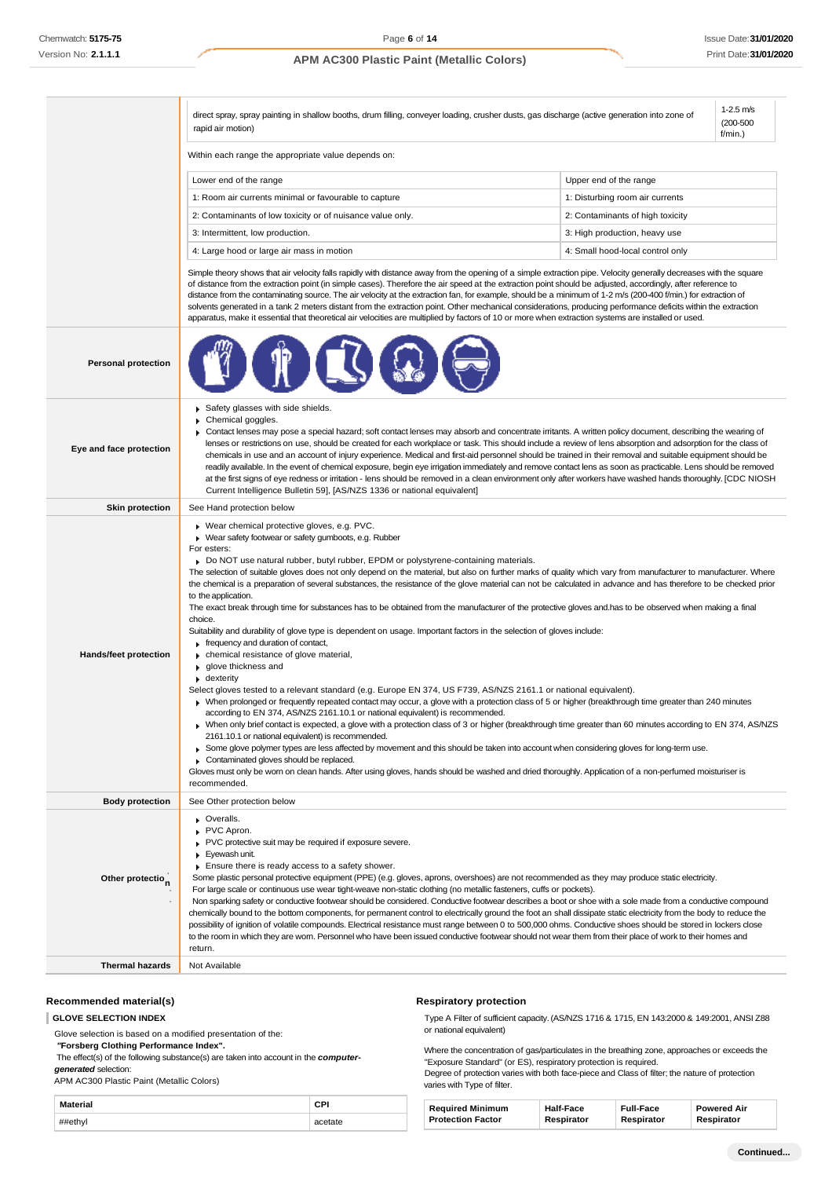| | |
|---|---|
| | direct spray, spray painting in shallow booths, drum filling, conveyer loading, crusher dusts, gas discharge (active generation into zone of rapid air motion) \| 1-2.5 m/s (200-500 f/min.) |

Within each range the appropriate value depends on:

| Lower end of the range | Upper end of the range |
|---|---|
| 1: Room air currents minimal or favourable to capture | 1: Disturbing room air currents |
| 2: Contaminants of low toxicity or of nuisance value only. | 2: Contaminants of high toxicity |
| 3: Intermittent, low production. | 3: High production, heavy use |
| 4: Large hood or large air mass in motion | 4: Small hood-local control only |

Simple theory shows that air velocity falls rapidly with distance away from the opening of a simple extraction pipe. Velocity generally decreases with the square of distance from the extraction point (in simple cases). Therefore the air speed at the extraction point should be adjusted, accordingly, after reference to distance from the contaminating source. The air velocity at the extraction fan, for example, should be a minimum of 1-2 m/s (200-400 f/min) for extraction of solvents generated in a tank 2 meters distant from the extraction point. Other mechanical considerations, producing performance deficits within the extraction apparatus, make it essential that theoretical air velocities are multiplied by factors of 10 or more when extraction systems are installed or used.

**Personal protection**

**Eye and face protection**

- Safety glasses with side shields.
- Chemical goggles.
- Contact lenses may pose a special hazard; soft contact lenses may absorb and concentrate irritants. A written policy document, describing the wearing of lenses or restrictions on use, should be created for each workplace or task. This should include a review of lens absorption and adsorption for the class of chemicals in use and an account of injury experience. Medical and first-aid personnel should be trained in their removal and suitable equipment should be readily available. In the event of chemical exposure, begin eye irrigation immediately and remove contact lens as soon as practicable. Lens should be removed at the first signs of eye redness or irritation - lens should be removed in a clean environment only after workers have washed hands thoroughly. [CDC NIOSH Current Intelligence Bulletin 59], [AS/NZS 1336 or national equivalent]

**Skin protection**

See Hand protection below

**Hands/feet protection**

- Wear chemical protective gloves, e.g. PVC.
- Wear safety footwear or safety gumboots, e.g. Rubber

For esters:

- Do NOT use natural rubber, butyl rubber, EPDM or polystyrene-containing materials.

The selection of suitable gloves does not only depend on the material, but also on further marks of quality which vary from manufacturer to manufacturer. Where the chemical is a preparation of several substances, the resistance of the glove material can not be calculated in advance and has therefore to be checked prior to the application.

The exact break through time for substances has to be obtained from the manufacturer of the protective gloves and.has to be observed when making a final choice.

Suitability and durability of glove type is dependent on usage. Important factors in the selection of gloves include:

- frequency and duration of contact,
- chemical resistance of glove material,
- glove thickness and
- dexterity

Select gloves tested to a relevant standard (e.g. Europe EN 374, US F739, AS/NZS 2161.1 or national equivalent).

- When prolonged or frequently repeated contact may occur, a glove with a protection class of 5 or higher (breakthrough time greater than 240 minutes according to EN 374, AS/NZS 2161.10.1 or national equivalent) is recommended.
- When only brief contact is expected, a glove with a protection class of 3 or higher (breakthrough time greater than 60 minutes according to EN 374, AS/NZS 2161.10.1 or national equivalent) is recommended.
- Some glove polymer types are less affected by movement and this should be taken into account when considering gloves for long-term use.
- Contaminated gloves should be replaced.

Gloves must only be worn on clean hands. After using gloves, hands should be washed and dried thoroughly. Application of a non-perfumed moisturiser is recommended.

**Body protection**

See Other protection below

**Other protection**

- Overalls.
- PVC Apron.
- PVC protective suit may be required if exposure severe.
- Eyewash unit.
- Ensure there is ready access to a safety shower.

Some plastic personal protective equipment (PPE) (e.g. gloves, aprons, overshoes) are not recommended as they may produce static electricity.
For large scale or continuous use wear tight-weave non-static clothing (no metallic fasteners, cuffs or pockets).
Non sparking safety or conductive footwear should be considered. Conductive footwear describes a boot or shoe with a sole made from a conductive compound chemically bound to the bottom components, for permanent control to electrically ground the foot an shall dissipate static electricity from the body to reduce the possibility of ignition of volatile compounds. Electrical resistance must range between 0 to 500,000 ohms. Conductive shoes should be stored in lockers close to the room in which they are worn. Personnel who have been issued conductive footwear should not wear them from their place of work to their homes and return.

**Thermal hazards**

Not Available

### Recommended material(s)

**GLOVE SELECTION INDEX**

Glove selection is based on a modified presentation of the:
***"Forsberg Clothing Performance Index".***
The effect(s) of the following substance(s) are taken into account in the ***computer-generated*** selection:
APM AC300 Plastic Paint (Metallic Colors)

| Material | CPI |
|---|---|
| ##ethyl | acetate |

### Respiratory protection

Type A Filter of sufficient capacity. (AS/NZS 1716 & 1715, EN 143:2000 & 149:2001, ANSI Z88 or national equivalent)

Where the concentration of gas/particulates in the breathing zone, approaches or exceeds the "Exposure Standard" (or ES), respiratory protection is required.
Degree of protection varies with both face-piece and Class of filter; the nature of protection varies with Type of filter.

| Required Minimum Protection Factor | Half-Face Respirator | Full-Face Respirator | Powered Air Respirator |
|---|---|---|---|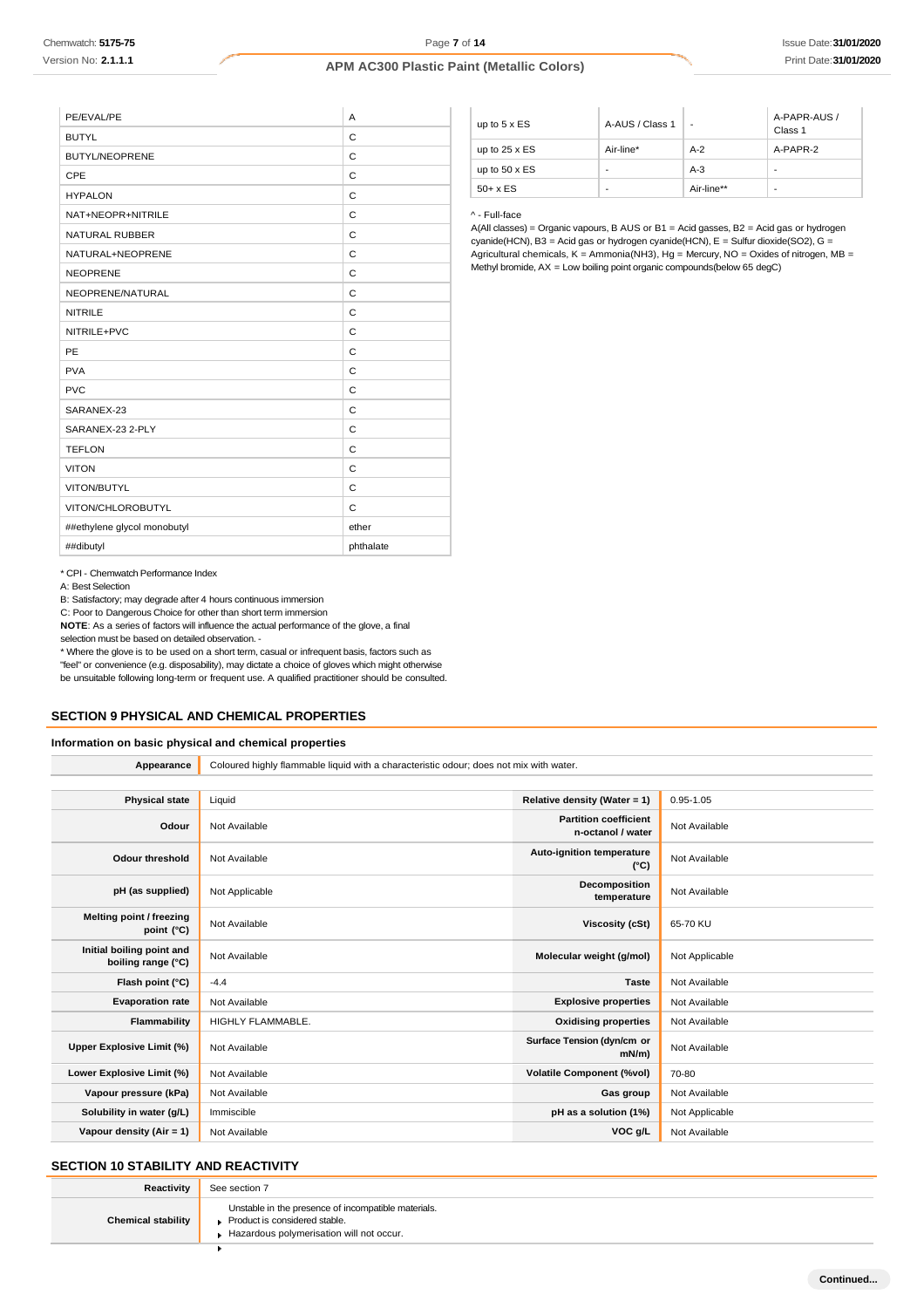| PE/EVAL/PE | A |
|---|---|
| BUTYL | C |
| BUTYL/NEOPRENE | C |
| CPE | C |
| HYPALON | C |
| NAT+NEOPR+NITRILE | C |
| NATURAL RUBBER | C |
| NATURAL+NEOPRENE | C |
| NEOPRENE | C |
| NEOPRENE/NATURAL | C |
| NITRILE | C |
| NITRILE+PVC | C |
| PE | C |
| PVA | C |
| PVC | C |
| SARANEX-23 | C |
| SARANEX-23 2-PLY | C |
| TEFLON | C |
| VITON | C |
| VITON/BUTYL | C |
| VITON/CHLOROBUTYL | C |
| ##ethylene glycol monobutyl | ether |
| ##dibutyl | phthalate |

* CPI - Chemwatch Performance Index

A: Best Selection

B: Satisfactory; may degrade after 4 hours continuous immersion

C: Poor to Dangerous Choice for other than short term immersion

**NOTE**: As a series of factors will influence the actual performance of the glove, a final selection must be based on detailed observation. -

* Where the glove is to be used on a short term, casual or infrequent basis, factors such as "feel" or convenience (e.g. disposability), may dictate a choice of gloves which might otherwise be unsuitable following long-term or frequent use. A qualified practitioner should be consulted.

| up to 5 x ES | A-AUS / Class 1 | - | A-PAPR-AUS / Class 1 |
|---|---|---|---|
| up to 25 x ES | Air-line* | A-2 | A-PAPR-2 |
| up to 50 x ES | - | A-3 | - |
| 50+ x ES | - | Air-line** | - |

^ - Full-face

A(All classes) = Organic vapours, B AUS or B1 = Acid gasses, B2 = Acid gas or hydrogen cyanide(HCN), B3 = Acid gas or hydrogen cyanide(HCN), E = Sulfur dioxide($SO_2$), G = Agricultural chemicals, K = Ammonia($NH_3$), Hg = Mercury, NO = Oxides of nitrogen, MB = Methyl bromide, AX = Low boiling point organic compounds(below 65 degC)

## SECTION 9 PHYSICAL AND CHEMICAL PROPERTIES

### Information on basic physical and chemical properties

| **Appearance** | Coloured highly flammable liquid with a characteristic odour; does not mix with water. |
|---|---|

| | | | |
|---|---|---|---|
| **Physical state** | Liquid | **Relative density (Water = 1)** | 0.95-1.05 |
| **Odour** | Not Available | **Partition coefficient n-octanol / water** | Not Available |
| **Odour threshold** | Not Available | **Auto-ignition temperature (°C)** | Not Available |
| **pH (as supplied)** | Not Applicable | **Decomposition temperature** | Not Available |
| **Melting point / freezing point (°C)** | Not Available | **Viscosity (cSt)** | 65-70 KU |
| **Initial boiling point and boiling range (°C)** | Not Available | **Molecular weight (g/mol)** | Not Applicable |
| **Flash point (°C)** | -4.4 | **Taste** | Not Available |
| **Evaporation rate** | Not Available | **Explosive properties** | Not Available |
| **Flammability** | HIGHLY FLAMMABLE. | **Oxidising properties** | Not Available |
| **Upper Explosive Limit (%)** | Not Available | **Surface Tension (dyn/cm or mN/m)** | Not Available |
| **Lower Explosive Limit (%)** | Not Available | **Volatile Component (%vol)** | 70-80 |
| **Vapour pressure (kPa)** | Not Available | **Gas group** | Not Available |
| **Solubility in water (g/L)** | Immiscible | **pH as a solution (1%)** | Not Applicable |
| **Vapour density (Air = 1)** | Not Available | **VOC g/L** | Not Available |

## SECTION 10 STABILITY AND REACTIVITY

| **Reactivity** | See section 7 |
|---|---|
| **Chemical stability** | Unstable in the presence of incompatible materials.<br>▸ Product is considered stable.<br>▸ Hazardous polymerisation will not occur.<br>▸ |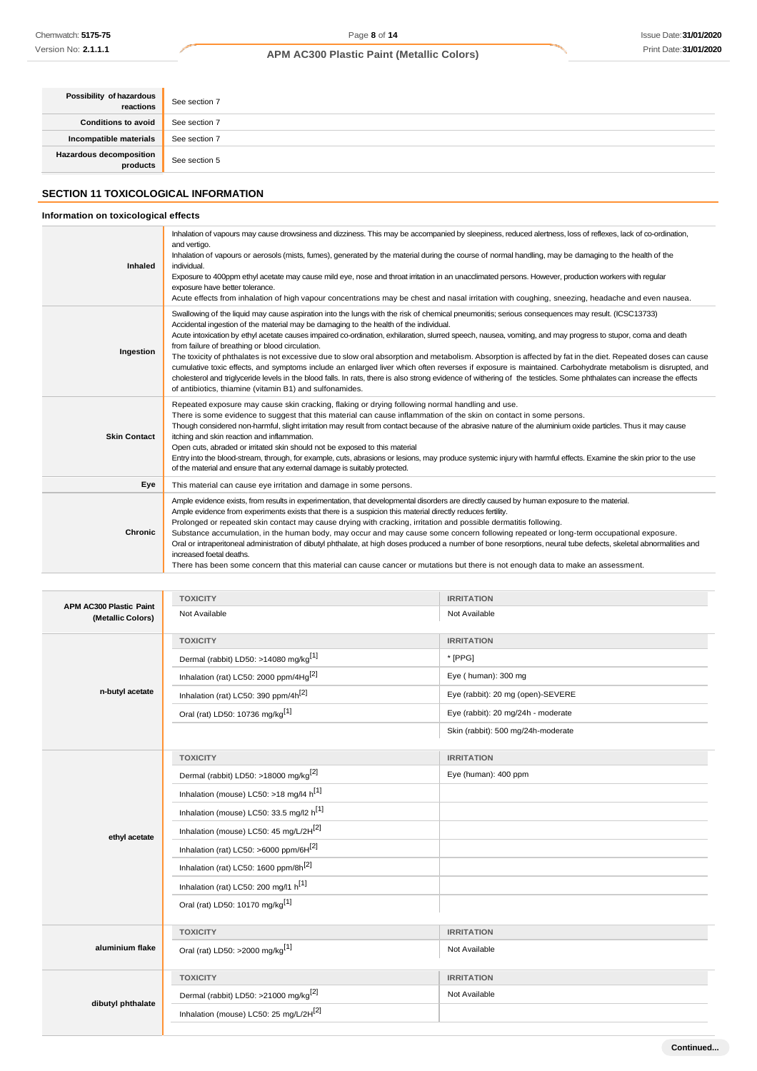| | |
|---|---|
| **Possibility of hazardous reactions** | See section 7 |
| **Conditions to avoid** | See section 7 |
| **Incompatible materials** | See section 7 |
| **Hazardous decomposition products** | See section 5 |

## SECTION 11 TOXICOLOGICAL INFORMATION

### Information on toxicological effects

| | |
|---|---|
| **Inhaled** | Inhalation of vapours may cause drowsiness and dizziness. This may be accompanied by sleepiness, reduced alertness, loss of reflexes, lack of co-ordination, and vertigo.<br>Inhalation of vapours or aerosols (mists, fumes), generated by the material during the course of normal handling, may be damaging to the health of the individual.<br>Exposure to 400ppm ethyl acetate may cause mild eye, nose and throat irritation in an unacclimated persons. However, production workers with regular exposure have better tolerance.<br>Acute effects from inhalation of high vapour concentrations may be chest and nasal irritation with coughing, sneezing, headache and even nausea. |
| **Ingestion** | Swallowing of the liquid may cause aspiration into the lungs with the risk of chemical pneumonitis; serious consequences may result. (ICSC13733)<br>Accidental ingestion of the material may be damaging to the health of the individual.<br>Acute intoxication by ethyl acetate causes impaired co-ordination, exhilaration, slurred speech, nausea, vomiting, and may progress to stupor, coma and death from failure of breathing or blood circulation.<br>The toxicity of phthalates is not excessive due to slow oral absorption and metabolism. Absorption is affected by fat in the diet. Repeated doses can cause cumulative toxic effects, and symptoms include an enlarged liver which often reverses if exposure is maintained. Carbohydrate metabolism is disrupted, and cholesterol and triglyceride levels in the blood falls. In rats, there is also strong evidence of withering of the testicles. Some phthalates can increase the effects of antibiotics, thiamine (vitamin B1) and sulfonamides. |
| **Skin Contact** | Repeated exposure may cause skin cracking, flaking or drying following normal handling and use.<br>There is some evidence to suggest that this material can cause inflammation of the skin on contact in some persons.<br>Though considered non-harmful, slight irritation may result from contact because of the abrasive nature of the aluminium oxide particles. Thus it may cause itching and skin reaction and inflammation.<br>Open cuts, abraded or irritated skin should not be exposed to this material<br>Entry into the blood-stream, through, for example, cuts, abrasions or lesions, may produce systemic injury with harmful effects. Examine the skin prior to the use of the material and ensure that any external damage is suitably protected. |
| **Eye** | This material can cause eye irritation and damage in some persons. |
| **Chronic** | Ample evidence exists, from results in experimentation, that developmental disorders are directly caused by human exposure to the material.<br>Ample evidence from experiments exists that there is a suspicion this material directly reduces fertility.<br>Prolonged or repeated skin contact may cause drying with cracking, irritation and possible dermatitis following.<br>Substance accumulation, in the human body, may occur and may cause some concern following repeated or long-term occupational exposure.<br>Oral or intraperitoneal administration of dibutyl phthalate, at high doses produced a number of bone resorptions, neural tube defects, skeletal abnormalities and increased foetal deaths.<br>There has been some concern that this material can cause cancer or mutations but there is not enough data to make an assessment. |

| | TOXICITY | IRRITATION |
|---|---|---|
| **APM AC300 Plastic Paint (Metallic Colors)** | Not Available | Not Available |
| **n-butyl acetate** | Dermal (rabbit) LD50: >14080 mg/kg[1] | * [PPG] |
| | Inhalation (rat) LC50: 2000 ppm/4Hg[2] | Eye ( human): 300 mg |
| | Inhalation (rat) LC50: 390 ppm/4h[2] | Eye (rabbit): 20 mg (open)-SEVERE |
| | Oral (rat) LD50: 10736 mg/kg[1] | Eye (rabbit): 20 mg/24h - moderate |
| | | Skin (rabbit): 500 mg/24h-moderate |
| **ethyl acetate** | Dermal (rabbit) LD50: >18000 mg/kg[2] | Eye (human): 400 ppm |
| | Inhalation (mouse) LC50: >18 mg/l4 h[1] | |
| | Inhalation (mouse) LC50: 33.5 mg/l2 h[1] | |
| | Inhalation (mouse) LC50: 45 mg/L/2H[2] | |
| | Inhalation (rat) LC50: >6000 ppm/6H[2] | |
| | Inhalation (rat) LC50: 1600 ppm/8h[2] | |
| | Inhalation (rat) LC50: 200 mg/l1 h[1] | |
| | Oral (rat) LD50: 10170 mg/kg[1] | |
| **aluminium flake** | Oral (rat) LD50: >2000 mg/kg[1] | Not Available |
| **dibutyl phthalate** | Dermal (rabbit) LD50: >21000 mg/kg[2] | Not Available |
| | Inhalation (mouse) LC50: 25 mg/L/2H[2] | |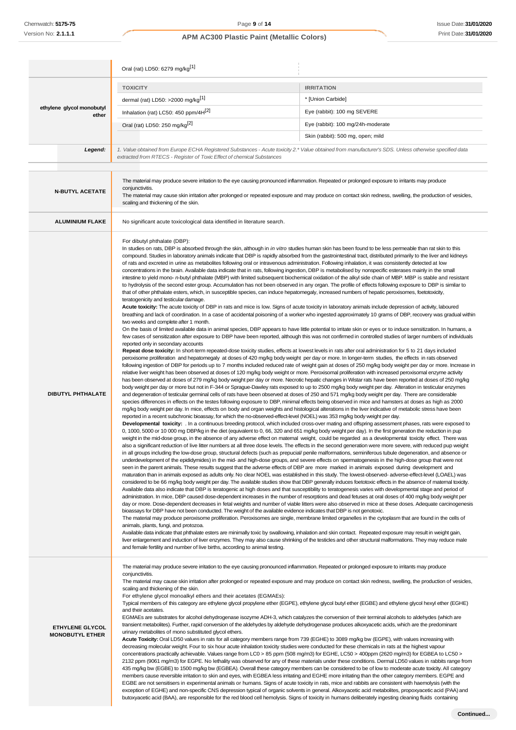| | | |
|---|---|---|
| | Oral (rat) LD50: 6279 mg/kg[1] | |
| **ethylene glycol monobutyl ether** | **TOXICITY** | **IRRITATION** |
| | dermal (rat) LD50: >2000 mg/kg[1] | * [Union Carbide] |
| | Inhalation (rat) LC50: 450 ppm/4H[2] | Eye (rabbit): 100 mg SEVERE |
| | Oral (rat) LD50: 250 mg/kg[2] | Eye (rabbit): 100 mg/24h-moderate |
| | | Skin (rabbit): 500 mg, open; mild |
| ***Legend:*** | *1. Value obtained from Europe ECHA Registered Substances - Acute toxicity 2.* Value obtained from manufacturer's SDS. Unless otherwise specified data extracted from RTECS - Register of Toxic Effect of chemical Substances* | |

**N-BUTYL ACETATE**

The material may produce severe irritation to the eye causing pronounced inflammation. Repeated or prolonged exposure to irritants may produce conjunctivitis.
The material may cause skin irritation after prolonged or repeated exposure and may produce on contact skin redness, swelling, the production of vesicles, scaling and thickening of the skin.

**ALUMINIUM FLAKE**

No significant acute toxicological data identified in literature search.

**DIBUTYL PHTHALATE**

For dibutyl phthalate (DBP):
In studies on rats, DBP is absorbed through the skin, although in *in vitro* studies human skin has been found to be less permeable than rat skin to this compound. Studies in laboratory animals indicate that DBP is rapidly absorbed from the gastrointestinal tract, distributed primarily to the liver and kidneys of rats and excreted in urine as metabolites following oral or intravenous administration. Following inhalation, it was consistently detected at low concentrations in the brain. Available data indicate that in rats, following ingestion, DBP is metabolised by nonspecific esterases mainly in the small intestine to yield mono- *n*-butyl phthalate (MBP) with limited subsequent biochemical oxidation of the alkyl side chain of MBP. MBP is stable and resistant to hydrolysis of the second ester group. Accumulation has not been observed in any organ. The profile of effects following exposure to DBP is similar to that of other phthalate esters, which, in susceptible species, can induce hepatomegaly, increased numbers of hepatic peroxisomes, foetotoxicity, teratogenicity and testicular damage.
**Acute toxicity:** The acute toxicity of DBP in rats and mice is low. Signs of acute toxicity in laboratory animals include depression of activity, laboured breathing and lack of coordination. In a case of accidental poisoning of a worker who ingested approximately 10 grams of DBP, recovery was gradual within two weeks and complete after 1 month.
On the basis of limited available data in animal species, DBP appears to have little potential to irritate skin or eyes or to induce sensitization. In humans, a few cases of sensitization after exposure to DBP have been reported, although this was not confirmed in controlled studies of larger numbers of individuals reported only in secondary accounts
**Repeat dose toxicity:** In short-term repeated-dose toxicity studies, effects at lowest levels in rats after oral administration for 5 to 21 days included peroxisome proliferation and hepatomegaly at doses of 420 mg/kg body weight per day or more. In longer-term studies, the effects in rats observed following ingestion of DBP for periods up to 7 months included reduced rate of weight gain at doses of 250 mg/kg body weight per day or more. Increase in relative liver weight has been observed at doses of 120 mg/kg body weight or more. Peroxisomal proliferation with increased peroxisomal enzyme activity has been observed at doses of 279 mg/kg body weight per day or more. Necrotic hepatic changes in Wistar rats have been reported at doses of 250 mg/kg body weight per day or more but not in F-344 or Sprague-Dawley rats exposed to up to 2500 mg/kg body weight per day. Alteration in testicular enzymes and degeneration of testicular germinal cells of rats have been observed at doses of 250 and 571 mg/kg body weight per day. There are considerable species differences in effects on the testes following exposure to DBP, minimal effects being observed in mice and hamsters at doses as high as 2000 mg/kg body weight per day. In mice, effects on body and organ weights and histological alterations in the liver indicative of metabolic stress have been reported in a recent subchronic bioassay, for which the no-observed-effect-level (NOEL) was 353 mg/kg body weight per day.
**Developmental toxicity:** . In a continuous breeding protocol, which included cross-over mating and offspring assessment phases, rats were exposed to 0, 1000, 5000 or 10 000 mg DBP/kg in the diet (equivalent to 0, 66, 320 and 651 mg/kg body weight per day). In the first generation the reduction in pup weight in the mid-dose group, in the absence of any adverse effect on maternal weight, could be regarded as a developmental toxicity effect. There was also a significant reduction of live litter numbers at all three dose levels. The effects in the second generation were more severe, with reduced pup weight in all groups including the low-dose group, structural defects (such as prepucial/ penile malformations, seminiferous tubule degeneration, and absence or underdevelopment of the epididymides) in the mid- and high-dose groups, and severe effects on spermatogenesis in the high-dose group that were not seen in the parent animals. These results suggest that the adverse effects of DBP are more marked in animals exposed during development and maturation than in animals exposed as adults only. No clear NOEL was established in this study. The lowest-observed- adverse-effect-level (LOAEL) was considered to be 66 mg/kg body weight per day. The available studies show that DBP generally induces foetotoxic effects in the absence of maternal toxicity. Available data also indicate that DBP is teratogenic at high doses and that susceptibility to teratogenesis varies with developmental stage and period of administration. In mice, DBP caused dose-dependent increases in the number of resorptions and dead fetuses at oral doses of 400 mg/kg body weight per day or more. Dose-dependent decreases in fetal weights and number of viable litters were also observed in mice at these doses. Adequate carcinogenesis bioassays for DBP have not been conducted. The weight of the available evidence indicates that DBP is not genotoxic.
The material may produce peroxisome proliferation. Peroxisomes are single, membrane limited organelles in the cytoplasm that are found in the cells of animals, plants, fungi, and protozoa.
Available data indicate that phthalate esters are minimally toxic by swallowing, inhalation and skin contact. Repeated exposure may result in weight gain, liver enlargement and induction of liver enzymes. They may also cause shrinking of the testicles and other structural malformations. They may reduce male and female fertility and number of live births, according to animal testing.

**ETHYLENE GLYCOL MONOBUTYL ETHER**

The material may produce severe irritation to the eye causing pronounced inflammation. Repeated or prolonged exposure to irritants may produce conjunctivitis.
The material may cause skin irritation after prolonged or repeated exposure and may produce on contact skin redness, swelling, the production of vesicles, scaling and thickening of the skin.
For ethylene glycol monoalkyl ethers and their acetates (EGMAEs):
Typical members of this category are ethylene glycol propylene ether (EGPE), ethylene glycol butyl ether (EGBE) and ethylene glycol hexyl ether (EGHE) and their acetates.
EGMAEs are substrates for alcohol dehydrogenase isozyme ADH-3, which catalyzes the conversion of their terminal alcohols to aldehydes (which are transient metabolites). Further, rapid conversion of the aldehydes by aldehyde dehydrogenase produces alkoxyacetic acids, which are the predominant urinary metabolites of mono substituted glycol ethers.
**Acute Toxicity:** Oral LD50 values in rats for all category members range from 739 (EGHE) to 3089 mg/kg bw (EGPE), with values increasing with decreasing molecular weight. Four to six hour acute inhalation toxicity studies were conducted for these chemicals in rats at the highest vapour concentrations practically achievable. Values range from LC0 > 85 ppm (508 mg/m3) for EGHE, LC50 > 400ppm (2620 mg/m3) for EGBEA to LC50 > 2132 ppm (9061 mg/m3) for EGPE. No lethality was observed for any of these materials under these conditions. Dermal LD50 values in rabbits range from 435 mg/kg bw (EGBE) to 1500 mg/kg bw (EGBEA). Overall these category members can be considered to be of low to moderate acute toxicity. All category members cause reversible irritation to skin and eyes, with EGBEA less irritating and EGHE more irritating than the other category members. EGPE and EGBE are not sensitisers in experimental animals or humans. Signs of acute toxicity in rats, mice and rabbits are consistent with haemolysis (with the exception of EGHE) and non-specific CNS depression typical of organic solvents in general. Alkoxyacetic acid metabolites, propoxyacetic acid (PAA) and butoxyacetic acid (BAA), are responsible for the red blood cell hemolysis. Signs of toxicity in humans deliberately ingesting cleaning fluids containing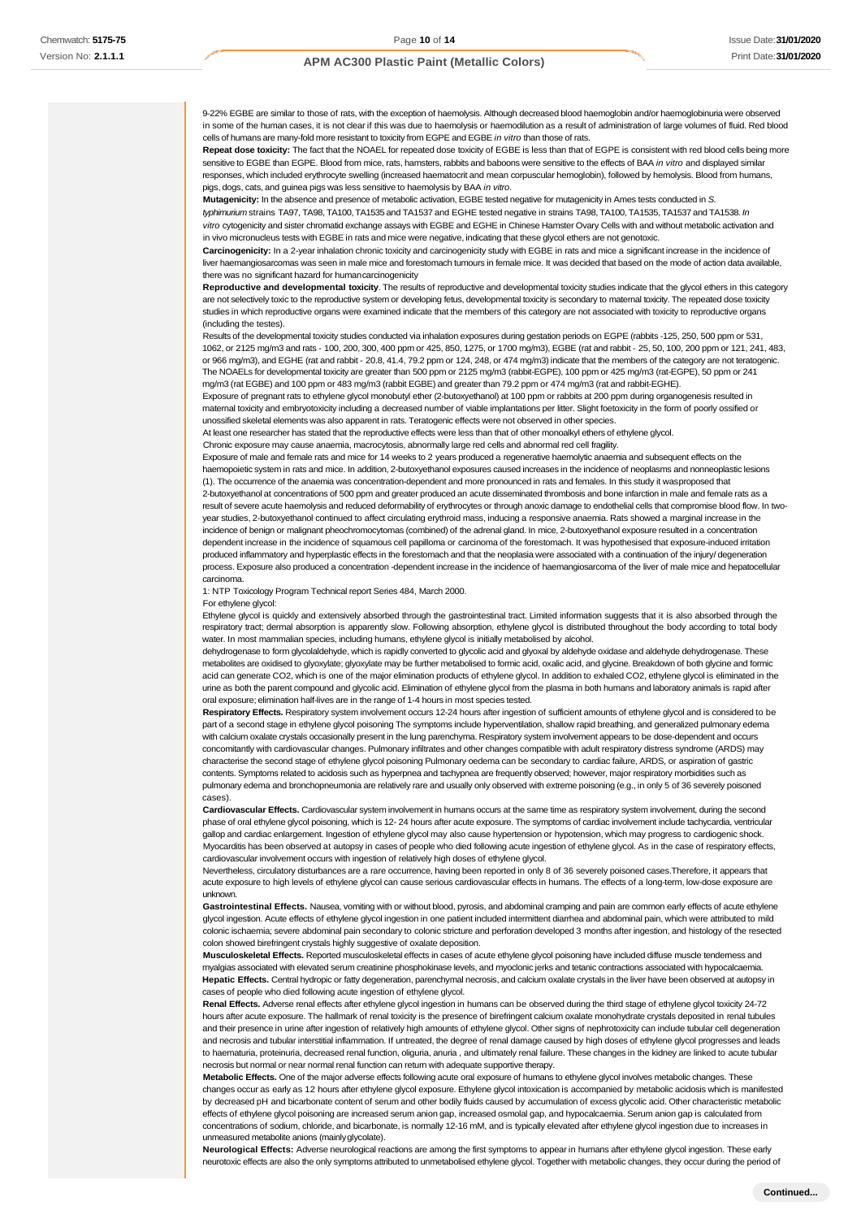9-22% EGBE are similar to those of rats, with the exception of haemolysis. Although decreased blood haemoglobin and/or haemoglobinuria were observed in some of the human cases, it is not clear if this was due to haemolysis or haemodilution as a result of administration of large volumes of fluid. Red blood cells of humans are many-fold more resistant to toxicity from EGPE and EGBE *in vitro* than those of rats.

**Repeat dose toxicity:** The fact that the NOAEL for repeated dose toxicity of EGBE is less than that of EGPE is consistent with red blood cells being more sensitive to EGBE than EGPE. Blood from mice, rats, hamsters, rabbits and baboons were sensitive to the effects of BAA *in vitro* and displayed similar responses, which included erythrocyte swelling (increased haematocrit and mean corpuscular hemoglobin), followed by hemolysis. Blood from humans, pigs, dogs, cats, and guinea pigs was less sensitive to haemolysis by BAA *in vitro*.

**Mutagenicity:** In the absence and presence of metabolic activation, EGBE tested negative for mutagenicity in Ames tests conducted in *S. typhimurium* strains TA97, TA98, TA100, TA1535 and TA1537 and EGHE tested negative in strains TA98, TA100, TA1535, TA1537 and TA1538. *In vitro* cytogenicity and sister chromatid exchange assays with EGBE and EGHE in Chinese Hamster Ovary Cells with and without metabolic activation and in vivo micronucleus tests with EGBE in rats and mice were negative, indicating that these glycol ethers are not genotoxic.

**Carcinogenicity:** In a 2-year inhalation chronic toxicity and carcinogenicity study with EGBE in rats and mice a significant increase in the incidence of liver haemangiosarcomas was seen in male mice and forestomach tumours in female mice. It was decided that based on the mode of action data available, there was no significant hazard for humancarcinogenicity

**Reproductive and developmental toxicity**. The results of reproductive and developmental toxicity studies indicate that the glycol ethers in this category are not selectively toxic to the reproductive system or developing fetus, developmental toxicity is secondary to maternal toxicity. The repeated dose toxicity studies in which reproductive organs were examined indicate that the members of this category are not associated with toxicity to reproductive organs (including the testes).

Results of the developmental toxicity studies conducted via inhalation exposures during gestation periods on EGPE (rabbits -125, 250, 500 ppm or 531, 1062, or 2125 mg/m3 and rats - 100, 200, 300, 400 ppm or 425, 850, 1275, or 1700 mg/m3), EGBE (rat and rabbit - 25, 50, 100, 200 ppm or 121, 241, 483, or 966 mg/m3), and EGHE (rat and rabbit - 20.8, 41.4, 79.2 ppm or 124, 248, or 474 mg/m3) indicate that the members of the category are not teratogenic. The NOAELs for developmental toxicity are greater than 500 ppm or 2125 mg/m3 (rabbit-EGPE), 100 ppm or 425 mg/m3 (rat-EGPE), 50 ppm or 241 mg/m3 (rat EGBE) and 100 ppm or 483 mg/m3 (rabbit EGBE) and greater than 79.2 ppm or 474 mg/m3 (rat and rabbit-EGHE).

Exposure of pregnant rats to ethylene glycol monobutyl ether (2-butoxyethanol) at 100 ppm or rabbits at 200 ppm during organogenesis resulted in maternal toxicity and embryotoxicity including a decreased number of viable implantations per litter. Slight foetoxicity in the form of poorly ossified or unossified skeletal elements was also apparent in rats. Teratogenic effects were not observed in other species.

At least one researcher has stated that the reproductive effects were less than that of other monoalkyl ethers of ethylene glycol.

Chronic exposure may cause anaemia, macrocytosis, abnormally large red cells and abnormal red cell fragility.

Exposure of male and female rats and mice for 14 weeks to 2 years produced a regenerative haemolytic anaemia and subsequent effects on the haemopoietic system in rats and mice. In addition, 2-butoxyethanol exposures caused increases in the incidence of neoplasms and nonneoplastic lesions (1). The occurrence of the anaemia was concentration-dependent and more pronounced in rats and females. In this study it wasproposed that 2-butoxyethanol at concentrations of 500 ppm and greater produced an acute disseminated thrombosis and bone infarction in male and female rats as a result of severe acute haemolysis and reduced deformability of erythrocytes or through anoxic damage to endothelial cells that compromise blood flow. In two-year studies, 2-butoxyethanol continued to affect circulating erythroid mass, inducing a responsive anaemia. Rats showed a marginal increase in the incidence of benign or malignant pheochromocytomas (combined) of the adrenal gland. In mice, 2-butoxyethanol exposure resulted in a concentration dependent increase in the incidence of squamous cell papilloma or carcinoma of the forestomach. It was hypothesised that exposure-induced irritation produced inflammatory and hyperplastic effects in the forestomach and that the neoplasia were associated with a continuation of the injury/ degeneration process. Exposure also produced a concentration -dependent increase in the incidence of haemangiosarcoma of the liver of male mice and hepatocellular carcinoma.

1: NTP Toxicology Program Technical report Series 484, March 2000.

For ethylene glycol:

Ethylene glycol is quickly and extensively absorbed through the gastrointestinal tract. Limited information suggests that it is also absorbed through the respiratory tract; dermal absorption is apparently slow. Following absorption, ethylene glycol is distributed throughout the body according to total body water. In most mammalian species, including humans, ethylene glycol is initially metabolised by alcohol.

dehydrogenase to form glycolaldehyde, which is rapidly converted to glycolic acid and glyoxal by aldehyde oxidase and aldehyde dehydrogenase. These metabolites are oxidised to glyoxylate; glyoxylate may be further metabolised to formic acid, oxalic acid, and glycine. Breakdown of both glycine and formic acid can generate CO2, which is one of the major elimination products of ethylene glycol. In addition to exhaled CO2, ethylene glycol is eliminated in the urine as both the parent compound and glycolic acid. Elimination of ethylene glycol from the plasma in both humans and laboratory animals is rapid after oral exposure; elimination half-lives are in the range of 1-4 hours in most species tested.

**Respiratory Effects.** Respiratory system involvement occurs 12-24 hours after ingestion of sufficient amounts of ethylene glycol and is considered to be part of a second stage in ethylene glycol poisoning The symptoms include hyperventilation, shallow rapid breathing, and generalized pulmonary edema with calcium oxalate crystals occasionally present in the lung parenchyma. Respiratory system involvement appears to be dose-dependent and occurs concomitantly with cardiovascular changes. Pulmonary infiltrates and other changes compatible with adult respiratory distress syndrome (ARDS) may characterise the second stage of ethylene glycol poisoning Pulmonary oedema can be secondary to cardiac failure, ARDS, or aspiration of gastric contents. Symptoms related to acidosis such as hyperpnea and tachypnea are frequently observed; however, major respiratory morbidities such as pulmonary edema and bronchopneumonia are relatively rare and usually only observed with extreme poisoning (e.g., in only 5 of 36 severely poisoned cases).

**Cardiovascular Effects.** Cardiovascular system involvement in humans occurs at the same time as respiratory system involvement, during the second phase of oral ethylene glycol poisoning, which is 12- 24 hours after acute exposure. The symptoms of cardiac involvement include tachycardia, ventricular gallop and cardiac enlargement. Ingestion of ethylene glycol may also cause hypertension or hypotension, which may progress to cardiogenic shock. Myocarditis has been observed at autopsy in cases of people who died following acute ingestion of ethylene glycol. As in the case of respiratory effects, cardiovascular involvement occurs with ingestion of relatively high doses of ethylene glycol.

Nevertheless, circulatory disturbances are a rare occurrence, having been reported in only 8 of 36 severely poisoned cases.Therefore, it appears that acute exposure to high levels of ethylene glycol can cause serious cardiovascular effects in humans. The effects of a long-term, low-dose exposure are unknown.

**Gastrointestinal Effects.** Nausea, vomiting with or without blood, pyrosis, and abdominal cramping and pain are common early effects of acute ethylene glycol ingestion. Acute effects of ethylene glycol ingestion in one patient included intermittent diarrhea and abdominal pain, which were attributed to mild colonic ischaemia; severe abdominal pain secondary to colonic stricture and perforation developed 3 months after ingestion, and histology of the resected colon showed birefringent crystals highly suggestive of oxalate deposition.

**Musculoskeletal Effects.** Reported musculoskeletal effects in cases of acute ethylene glycol poisoning have included diffuse muscle tenderness and myalgias associated with elevated serum creatinine phosphokinase levels, and myoclonic jerks and tetanic contractions associated with hypocalcaemia.

**Hepatic Effects.** Central hydropic or fatty degeneration, parenchymal necrosis, and calcium oxalate crystals in the liver have been observed at autopsy in cases of people who died following acute ingestion of ethylene glycol.

**Renal Effects.** Adverse renal effects after ethylene glycol ingestion in humans can be observed during the third stage of ethylene glycol toxicity 24-72 hours after acute exposure. The hallmark of renal toxicity is the presence of birefringent calcium oxalate monohydrate crystals deposited in renal tubules and their presence in urine after ingestion of relatively high amounts of ethylene glycol. Other signs of nephrotoxicity can include tubular cell degeneration and necrosis and tubular interstitial inflammation. If untreated, the degree of renal damage caused by high doses of ethylene glycol progresses and leads to haematuria, proteinuria, decreased renal function, oliguria, anuria , and ultimately renal failure. These changes in the kidney are linked to acute tubular necrosis but normal or near normal renal function can return with adequate supportive therapy.

**Metabolic Effects.** One of the major adverse effects following acute oral exposure of humans to ethylene glycol involves metabolic changes. These changes occur as early as 12 hours after ethylene glycol exposure. Ethylene glycol intoxication is accompanied by metabolic acidosis which is manifested by decreased pH and bicarbonate content of serum and other bodily fluids caused by accumulation of excess glycolic acid. Other characteristic metabolic effects of ethylene glycol poisoning are increased serum anion gap, increased osmolal gap, and hypocalcaemia. Serum anion gap is calculated from concentrations of sodium, chloride, and bicarbonate, is normally 12-16 mM, and is typically elevated after ethylene glycol ingestion due to increases in unmeasured metabolite anions (mainly glycolate).

**Neurological Effects:** Adverse neurological reactions are among the first symptoms to appear in humans after ethylene glycol ingestion. These early neurotoxic effects are also the only symptoms attributed to unmetabolised ethylene glycol. Together with metabolic changes, they occur during the period of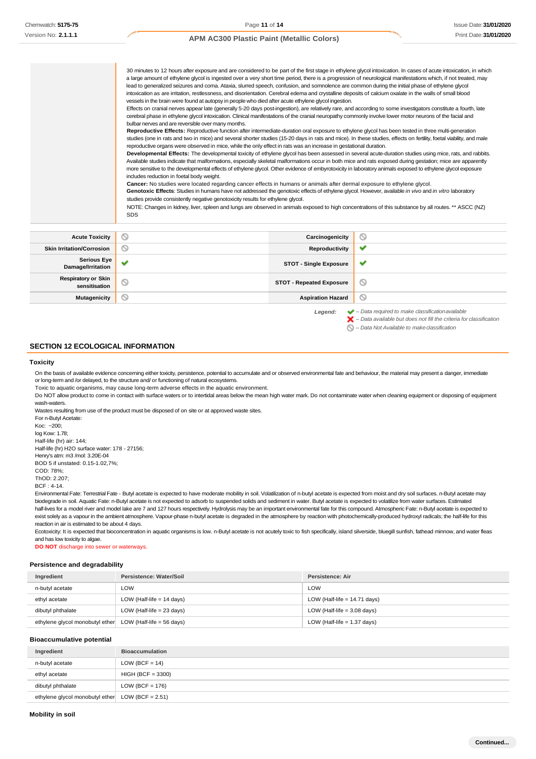30 minutes to 12 hours after exposure and are considered to be part of the first stage in ethylene glycol intoxication. In cases of acute intoxication, in which a large amount of ethylene glycol is ingested over a very short time period, there is a progression of neurological manifestations which, if not treated, may lead to generalized seizures and coma. Ataxia, slurred speech, confusion, and somnolence are common during the initial phase of ethylene glycol intoxication as are irritation, restlessness, and disorientation. Cerebral edema and crystalline deposits of calcium oxalate in the walls of small blood vessels in the brain were found at autopsy in people who died after acute ethylene glycol ingestion.
Effects on cranial nerves appear late (generally 5-20 days post-ingestion), are relatively rare, and according to some investigators constitute a fourth, late cerebral phase in ethylene glycol intoxication. Clinical manifestations of the cranial neuropathy commonly involve lower motor neurons of the facial and bulbar nerves and are reversible over many months.
**Reproductive Effects:** Reproductive function after intermediate-duration oral exposure to ethylene glycol has been tested in three multi-generation studies (one in rats and two in mice) and several shorter studies (15-20 days in rats and mice). In these studies, effects on fertility, foetal viability, and male reproductive organs were observed in mice, while the only effect in rats was an increase in gestational duration.
**Developmental Effects:** The developmental toxicity of ethylene glycol has been assessed in several acute-duration studies using mice, rats, and rabbits. Available studies indicate that malformations, especially skeletal malformations occur in both mice and rats exposed during gestation; mice are apparently more sensitive to the developmental effects of ethylene glycol. Other evidence of embyrotoxicity in laboratory animals exposed to ethylene glycol exposure includes reduction in foetal body weight.
**Cancer:** No studies were located regarding cancer effects in humans or animals after dermal exposure to ethylene glycol.
**Genotoxic Effects**: Studies in humans have not addressed the genotoxic effects of ethylene glycol. However, available *in vivo* and *in vitro* laboratory studies provide consistently negative genotoxicity results for ethylene glycol.
NOTE: Changes in kidney, liver, spleen and lungs are observed in animals exposed to high concentrations of this substance by all routes. ** ASCC (NZ) SDS

| | | | |
|---|---|---|---|
| **Acute Toxicity** | ⊘ | **Carcinogenicity** | ⊘ |
| **Skin Irritation/Corrosion** | ⊘ | **Reproductivity** | ✔ |
| **Serious Eye Damage/Irritation** | ✔ | **STOT - Single Exposure** | ✔ |
| **Respiratory or Skin sensitisation** | ⊘ | **STOT - Repeated Exposure** | ⊘ |
| **Mutagenicity** | ⊘ | **Aspiration Hazard** | ⊘ |

*Legend:*
✔ – *Data required to make classification available*
✘ – *Data available but does not fill the criteria for classification*
⊘ – *Data Not Available to make classification*

## SECTION 12 ECOLOGICAL INFORMATION

### Toxicity

On the basis of available evidence concerning either toxicity, persistence, potential to accumulate and or observed environmental fate and behaviour, the material may present a danger, immediate or long-term and /or delayed, to the structure and/ or functioning of natural ecosystems.
Toxic to aquatic organisms, may cause long-term adverse effects in the aquatic environment.
Do NOT allow product to come in contact with surface waters or to intertidal areas below the mean high water mark. Do not contaminate water when cleaning equipment or disposing of equipment wash-waters.
Wastes resulting from use of the product must be disposed of on site or at approved waste sites.
For n-Butyl Acetate:
Koc: ~200;
log Kow: 1.78;
Half-life (hr) air: 144;
Half-life (hr) H2O surface water: 178 - 27156;
Henry's atm: m3 /mol: 3.20E-04
BOD 5 if unstated: 0.15-1.02,7%;
COD: 78%;
ThOD: 2.207;
BCF : 4-14.
Environmental Fate: Terrestrial Fate - Butyl acetate is expected to have moderate mobility in soil. Volatilization of n-butyl acetate is expected from moist and dry soil surfaces. n-Butyl acetate may biodegrade in soil. Aquatic Fate: n-Butyl acetate is not expected to adsorb to suspended solids and sediment in water. Butyl acetate is expected to volatilize from water surfaces. Estimated half-lives for a model river and model lake are 7 and 127 hours respectively. Hydrolysis may be an important environmental fate for this compound. Atmospheric Fate: n-Butyl acetate is expected to exist solely as a vapour in the ambient atmosphere. Vapour-phase n-butyl acetate is degraded in the atmosphere by reaction with photochemically-produced hydroxyl radicals; the half-life for this reaction in air is estimated to be about 4 days.
Ecotoxicity: It is expected that bioconcentration in aquatic organisms is low. n-Butyl acetate is not acutely toxic to fish specifically, island silverside, bluegill sunfish, fathead minnow, and water fleas and has low toxicity to algae.
**DO NOT** discharge into sewer or waterways.

### Persistence and degradability

| Ingredient | Persistence: Water/Soil | Persistence: Air |
|---|---|---|
| n-butyl acetate | LOW | LOW |
| ethyl acetate | LOW (Half-life = 14 days) | LOW (Half-life = 14.71 days) |
| dibutyl phthalate | LOW (Half-life = 23 days) | LOW (Half-life = 3.08 days) |
| ethylene glycol monobutyl ether | LOW (Half-life = 56 days) | LOW (Half-life = 1.37 days) |

### Bioaccumulative potential

| Ingredient | Bioaccumulation |
|---|---|
| n-butyl acetate | LOW (BCF = 14) |
| ethyl acetate | HIGH (BCF = 3300) |
| dibutyl phthalate | LOW (BCF = 176) |
| ethylene glycol monobutyl ether | LOW (BCF = 2.51) |

### Mobility in soil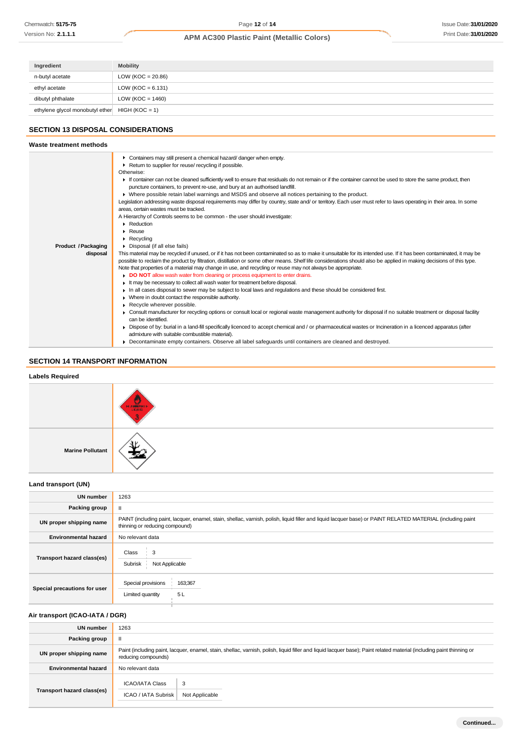| Ingredient | Mobility |
|---|---|
| n-butyl acetate | LOW (KOC = 20.86) |
| ethyl acetate | LOW (KOC = 6.131) |
| dibutyl phthalate | LOW (KOC = 1460) |
| ethylene glycol monobutyl ether | HIGH (KOC = 1) |

## SECTION 13 DISPOSAL CONSIDERATIONS

### Waste treatment methods

**Product / Packaging disposal**

- Containers may still present a chemical hazard/ danger when empty.
- Return to supplier for reuse/ recycling if possible.

Otherwise:

- If container can not be cleaned sufficiently well to ensure that residuals do not remain or if the container cannot be used to store the same product, then puncture containers, to prevent re-use, and bury at an authorised landfill.
- Where possible retain label warnings and MSDS and observe all notices pertaining to the product.

Legislation addressing waste disposal requirements may differ by country, state and/ or territory. Each user must refer to laws operating in their area. In some areas, certain wastes must be tracked.

A Hierarchy of Controls seems to be common - the user should investigate:

- Reduction
- Reuse
- Recycling
- Disposal (if all else fails)

This material may be recycled if unused, or if it has not been contaminated so as to make it unsuitable for its intended use. If it has been contaminated, it may be possible to reclaim the product by filtration, distillation or some other means. Shelf life considerations should also be applied in making decisions of this type. Note that properties of a material may change in use, and recycling or reuse may not always be appropriate.

- **DO NOT** allow wash water from cleaning or process equipment to enter drains.
- It may be necessary to collect all wash water for treatment before disposal.
- In all cases disposal to sewer may be subject to local laws and regulations and these should be considered first.
- Where in doubt contact the responsible authority.
- Recycle wherever possible.
- Consult manufacturer for recycling options or consult local or regional waste management authority for disposal if no suitable treatment or disposal facility can be identified.
- Dispose of by: burial in a land-fill specifically licenced to accept chemical and / or pharmaceutical wastes or Incineration in a licenced apparatus (after admixture with suitable combustible material).
- Decontaminate empty containers. Observe all label safeguards until containers are cleaned and destroyed.

## SECTION 14 TRANSPORT INFORMATION

### Labels Required

**Marine Pollutant**

### Land transport (UN)

| | |
|---|---|
| **UN number** | 1263 |
| **Packing group** | II |
| **UN proper shipping name** | PAINT (including paint, lacquer, enamel, stain, shellac, varnish, polish, liquid filler and liquid lacquer base) or PAINT RELATED MATERIAL (including paint thinning or reducing compound) |
| **Environmental hazard** | No relevant data |
| **Transport hazard class(es)** | Class: 3; Subrisk: Not Applicable |
| **Special precautions for user** | Special provisions: 163;367; Limited quantity: 5 L |

### Air transport (ICAO-IATA / DGR)

| | |
|---|---|
| **UN number** | 1263 |
| **Packing group** | II |
| **UN proper shipping name** | Paint (including paint, lacquer, enamel, stain, shellac, varnish, polish, liquid filler and liquid lacquer base); Paint related material (including paint thinning or reducing compounds) |
| **Environmental hazard** | No relevant data |
| **Transport hazard class(es)** | ICAO/IATA Class: 3; ICAO / IATA Subrisk: Not Applicable |

Continued...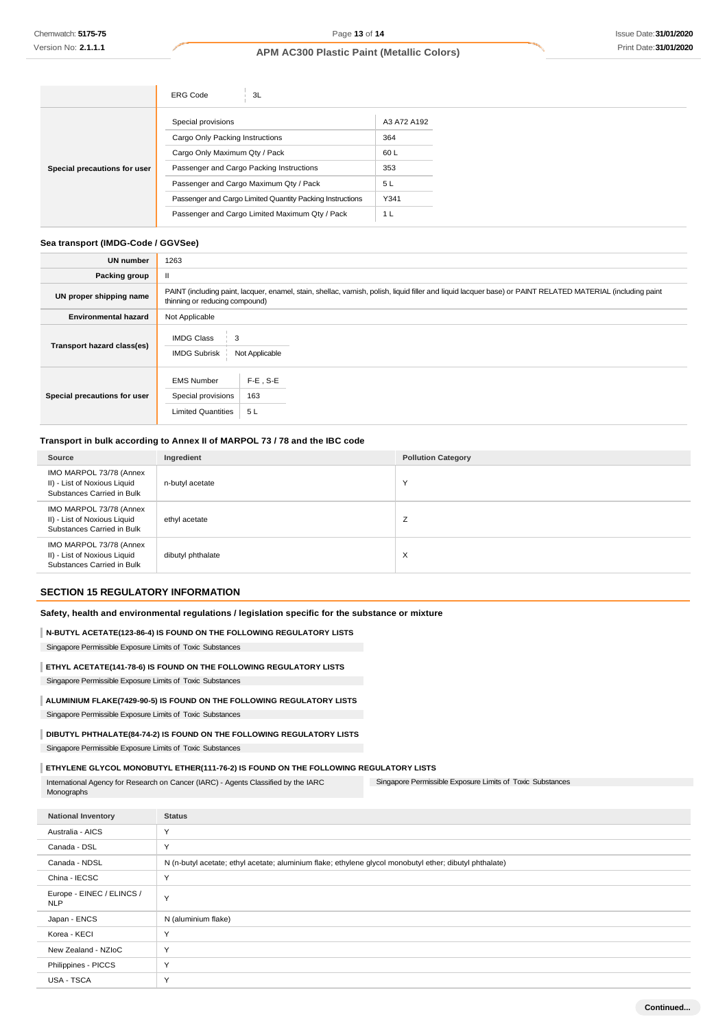| | | |
|---|---|---|
| | ERG Code | 3L |
| Special precautions for user | Special provisions | A3 A72 A192 |
| | Cargo Only Packing Instructions | 364 |
| | Cargo Only Maximum Qty / Pack | 60 L |
| | Passenger and Cargo Packing Instructions | 353 |
| | Passenger and Cargo Maximum Qty / Pack | 5 L |
| | Passenger and Cargo Limited Quantity Packing Instructions | Y341 |
| | Passenger and Cargo Limited Maximum Qty / Pack | 1 L |

### Sea transport (IMDG-Code / GGVSee)

| | |
|---|---|
| UN number | 1263 |
| Packing group | II |
| UN proper shipping name | PAINT (including paint, lacquer, enamel, stain, shellac, varnish, polish, liquid filler and liquid lacquer base) or PAINT RELATED MATERIAL (including paint thinning or reducing compound) |
| Environmental hazard | Not Applicable |
| Transport hazard class(es) | IMDG Class: 3<br>IMDG Subrisk: Not Applicable |
| Special precautions for user | EMS Number: F-E , S-E<br>Special provisions: 163<br>Limited Quantities: 5 L |

### Transport in bulk according to Annex II of MARPOL 73 / 78 and the IBC code

| Source | Ingredient | Pollution Category |
|---|---|---|
| IMO MARPOL 73/78 (Annex II) - List of Noxious Liquid Substances Carried in Bulk | n-butyl acetate | Y |
| IMO MARPOL 73/78 (Annex II) - List of Noxious Liquid Substances Carried in Bulk | ethyl acetate | Z |
| IMO MARPOL 73/78 (Annex II) - List of Noxious Liquid Substances Carried in Bulk | dibutyl phthalate | X |

## SECTION 15 REGULATORY INFORMATION

### Safety, health and environmental regulations / legislation specific for the substance or mixture

**N-BUTYL ACETATE(123-86-4) IS FOUND ON THE FOLLOWING REGULATORY LISTS**

Singapore Permissible Exposure Limits of Toxic Substances

**ETHYL ACETATE(141-78-6) IS FOUND ON THE FOLLOWING REGULATORY LISTS**

Singapore Permissible Exposure Limits of Toxic Substances

**ALUMINIUM FLAKE(7429-90-5) IS FOUND ON THE FOLLOWING REGULATORY LISTS**

Singapore Permissible Exposure Limits of Toxic Substances

**DIBUTYL PHTHALATE(84-74-2) IS FOUND ON THE FOLLOWING REGULATORY LISTS**

Singapore Permissible Exposure Limits of Toxic Substances

**ETHYLENE GLYCOL MONOBUTYL ETHER(111-76-2) IS FOUND ON THE FOLLOWING REGULATORY LISTS**

International Agency for Research on Cancer (IARC) - Agents Classified by the IARC Monographs

Singapore Permissible Exposure Limits of Toxic Substances

| National Inventory | Status |
|---|---|
| Australia - AICS | Y |
| Canada - DSL | Y |
| Canada - NDSL | N (n-butyl acetate; ethyl acetate; aluminium flake; ethylene glycol monobutyl ether; dibutyl phthalate) |
| China - IECSC | Y |
| Europe - EINEC / ELINCS / NLP | Y |
| Japan - ENCS | N (aluminium flake) |
| Korea - KECI | Y |
| New Zealand - NZIoC | Y |
| Philippines - PICCS | Y |
| USA - TSCA | Y |

Continued...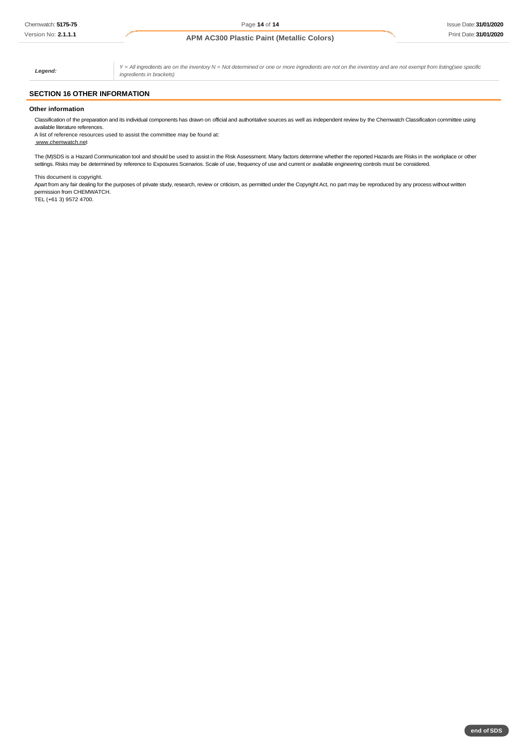| | |
|---|---|
| ***Legend:*** | *Y = All ingredients are on the inventory N = Not determined or one or more ingredients are not on the inventory and are not exempt from listing(see specific ingredients in brackets)* |

## SECTION 16 OTHER INFORMATION

### Other information

Classification of the preparation and its individual components has drawn on official and authoritative sources as well as independent review by the Chemwatch Classification committee using available literature references.
A list of reference resources used to assist the committee may be found at:
www.chemwatch.net

The (M)SDS is a Hazard Communication tool and should be used to assist in the Risk Assessment. Many factors determine whether the reported Hazards are Risks in the workplace or other settings. Risks may be determined by reference to Exposures Scenarios. Scale of use, frequency of use and current or available engineering controls must be considered.

This document is copyright.
Apart from any fair dealing for the purposes of private study, research, review or criticism, as permitted under the Copyright Act, no part may be reproduced by any process without written permission from CHEMWATCH.
TEL (+61 3) 9572 4700.

**end of SDS**